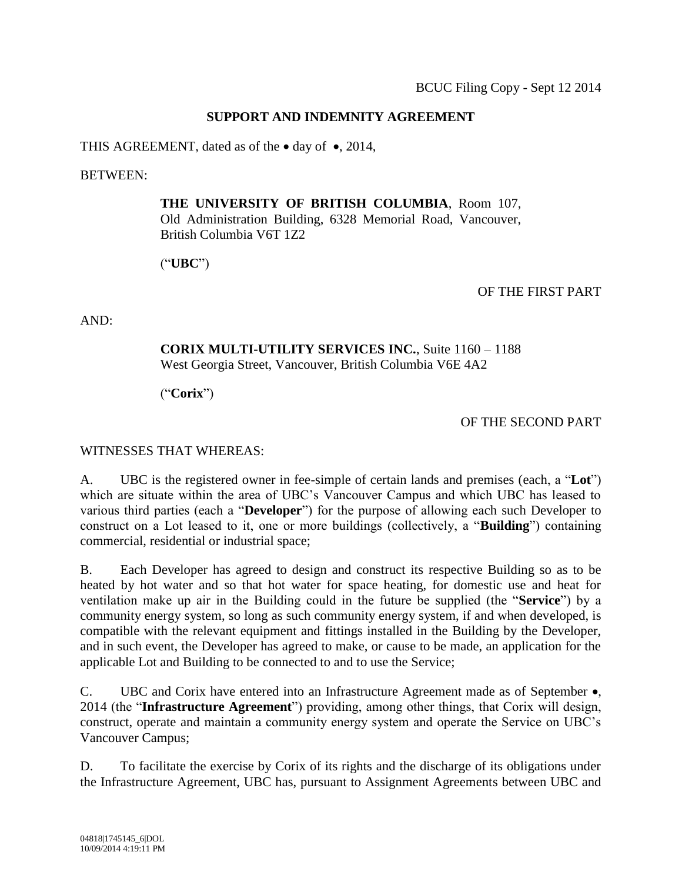BCUC Filing Copy - Sept 12 2014

**SUPPORT AND INDEMNITY AGREEMENT**

THIS AGREEMENT, dated as of the • day of •, 2014,

BETWEEN:

> **THE UNIVERSITY OF BRITISH COLUMBIA**, Room 107, Old Administration Building, 6328 Memorial Road, Vancouver, British Columbia V6T 1Z2
>
> ("**UBC**")

OF THE FIRST PART

AND:

> **CORIX MULTI-UTILITY SERVICES INC.**, Suite 1160 – 1188 West Georgia Street, Vancouver, British Columbia V6E 4A2
>
> ("**Corix**")

OF THE SECOND PART

WITNESSES THAT WHEREAS:

A. UBC is the registered owner in fee-simple of certain lands and premises (each, a "**Lot**") which are situate within the area of UBC's Vancouver Campus and which UBC has leased to various third parties (each a "**Developer**") for the purpose of allowing each such Developer to construct on a Lot leased to it, one or more buildings (collectively, a "**Building**") containing commercial, residential or industrial space;

B. Each Developer has agreed to design and construct its respective Building so as to be heated by hot water and so that hot water for space heating, for domestic use and heat for ventilation make up air in the Building could in the future be supplied (the "**Service**") by a community energy system, so long as such community energy system, if and when developed, is compatible with the relevant equipment and fittings installed in the Building by the Developer, and in such event, the Developer has agreed to make, or cause to be made, an application for the applicable Lot and Building to be connected to and to use the Service;

C. UBC and Corix have entered into an Infrastructure Agreement made as of September •, 2014 (the "**Infrastructure Agreement**") providing, among other things, that Corix will design, construct, operate and maintain a community energy system and operate the Service on UBC's Vancouver Campus;

D. To facilitate the exercise by Corix of its rights and the discharge of its obligations under the Infrastructure Agreement, UBC has, pursuant to Assignment Agreements between UBC and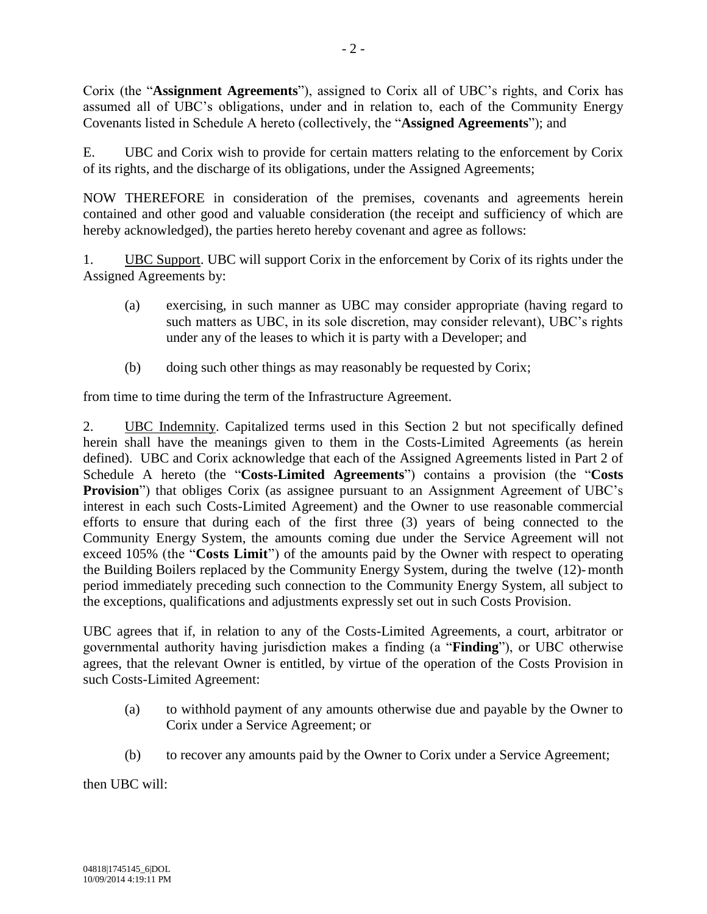Corix (the "**Assignment Agreements**"), assigned to Corix all of UBC's rights, and Corix has assumed all of UBC's obligations, under and in relation to, each of the Community Energy Covenants listed in Schedule A hereto (collectively, the "**Assigned Agreements**"); and

E. UBC and Corix wish to provide for certain matters relating to the enforcement by Corix of its rights, and the discharge of its obligations, under the Assigned Agreements;

NOW THEREFORE in consideration of the premises, covenants and agreements herein contained and other good and valuable consideration (the receipt and sufficiency of which are hereby acknowledged), the parties hereto hereby covenant and agree as follows:

1. UBC Support. UBC will support Corix in the enforcement by Corix of its rights under the Assigned Agreements by:

   (a) exercising, in such manner as UBC may consider appropriate (having regard to such matters as UBC, in its sole discretion, may consider relevant), UBC's rights under any of the leases to which it is party with a Developer; and

   (b) doing such other things as may reasonably be requested by Corix;

from time to time during the term of the Infrastructure Agreement.

2. UBC Indemnity. Capitalized terms used in this Section 2 but not specifically defined herein shall have the meanings given to them in the Costs-Limited Agreements (as herein defined). UBC and Corix acknowledge that each of the Assigned Agreements listed in Part 2 of Schedule A hereto (the "**Costs-Limited Agreements**") contains a provision (the "**Costs Provision**") that obliges Corix (as assignee pursuant to an Assignment Agreement of UBC's interest in each such Costs-Limited Agreement) and the Owner to use reasonable commercial efforts to ensure that during each of the first three (3) years of being connected to the Community Energy System, the amounts coming due under the Service Agreement will not exceed 105% (the "**Costs Limit**") of the amounts paid by the Owner with respect to operating the Building Boilers replaced by the Community Energy System, during the twelve (12)-month period immediately preceding such connection to the Community Energy System, all subject to the exceptions, qualifications and adjustments expressly set out in such Costs Provision.

UBC agrees that if, in relation to any of the Costs-Limited Agreements, a court, arbitrator or governmental authority having jurisdiction makes a finding (a "**Finding**"), or UBC otherwise agrees, that the relevant Owner is entitled, by virtue of the operation of the Costs Provision in such Costs-Limited Agreement:

   (a) to withhold payment of any amounts otherwise due and payable by the Owner to Corix under a Service Agreement; or

   (b) to recover any amounts paid by the Owner to Corix under a Service Agreement;

then UBC will:

04818|1745145_6|DOL
10/09/2014 4:19:11 PM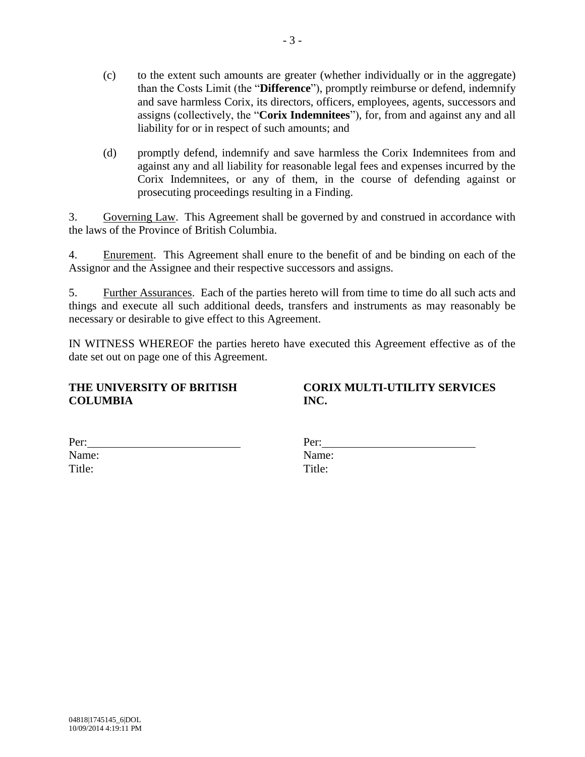(c) to the extent such amounts are greater (whether individually or in the aggregate) than the Costs Limit (the "**Difference**"), promptly reimburse or defend, indemnify and save harmless Corix, its directors, officers, employees, agents, successors and assigns (collectively, the "**Corix Indemnitees**"), for, from and against any and all liability for or in respect of such amounts; and

(d) promptly defend, indemnify and save harmless the Corix Indemnitees from and against any and all liability for reasonable legal fees and expenses incurred by the Corix Indemnitees, or any of them, in the course of defending against or prosecuting proceedings resulting in a Finding.

3. Governing Law. This Agreement shall be governed by and construed in accordance with the laws of the Province of British Columbia.

4. Enurement. This Agreement shall enure to the benefit of and be binding on each of the Assignor and the Assignee and their respective successors and assigns.

5. Further Assurances. Each of the parties hereto will from time to time do all such acts and things and execute all such additional deeds, transfers and instruments as may reasonably be necessary or desirable to give effect to this Agreement.

IN WITNESS WHEREOF the parties hereto have executed this Agreement effective as of the date set out on page one of this Agreement.

**THE UNIVERSITY OF BRITISH COLUMBIA**

Per: \_\_\_\_\_\_\_\_\_\_\_\_\_\_\_\_\_\_\_\_\_\_\_\_\_\_
Name:
Title:

**CORIX MULTI-UTILITY SERVICES INC.**

Per: \_\_\_\_\_\_\_\_\_\_\_\_\_\_\_\_\_\_\_\_\_\_\_\_\_\_
Name:
Title:

04818|1745145_6|DOL
10/09/2014 4:19:11 PM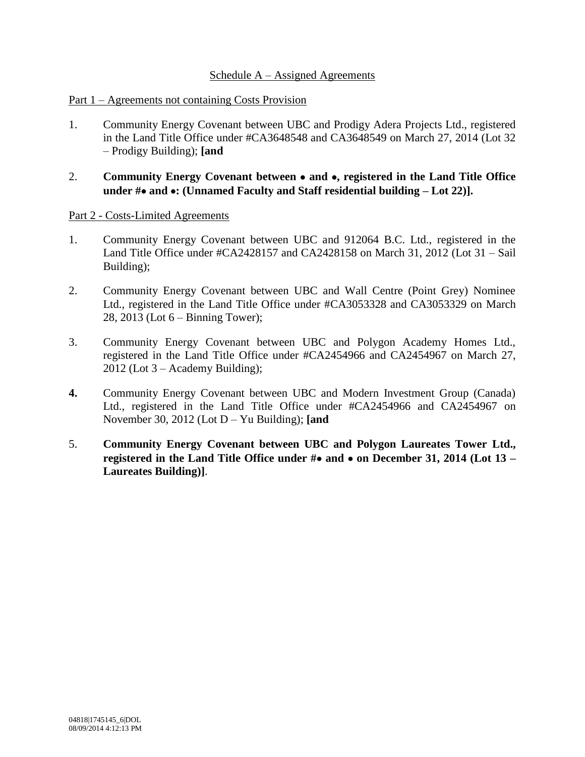## Schedule A – Assigned Agreements

Part 1 – Agreements not containing Costs Provision

1. Community Energy Covenant between UBC and Prodigy Adera Projects Ltd., registered in the Land Title Office under #CA3648548 and CA3648549 on March 27, 2014 (Lot 32 – Prodigy Building); **[and**

2. **Community Energy Covenant between • and •, registered in the Land Title Office under #• and •: (Unnamed Faculty and Staff residential building – Lot 22)].**

Part 2 - Costs-Limited Agreements

1. Community Energy Covenant between UBC and 912064 B.C. Ltd., registered in the Land Title Office under #CA2428157 and CA2428158 on March 31, 2012 (Lot 31 – Sail Building);

2. Community Energy Covenant between UBC and Wall Centre (Point Grey) Nominee Ltd., registered in the Land Title Office under #CA3053328 and CA3053329 on March 28, 2013 (Lot 6 – Binning Tower);

3. Community Energy Covenant between UBC and Polygon Academy Homes Ltd., registered in the Land Title Office under #CA2454966 and CA2454967 on March 27, 2012 (Lot 3 – Academy Building);

**4.** Community Energy Covenant between UBC and Modern Investment Group (Canada) Ltd., registered in the Land Title Office under #CA2454966 and CA2454967 on November 30, 2012 (Lot D – Yu Building); **[and**

5. **Community Energy Covenant between UBC and Polygon Laureates Tower Ltd., registered in the Land Title Office under #• and • on December 31, 2014 (Lot 13 – Laureates Building)]**.

04818|1745145_6|DOL
08/09/2014 4:12:13 PM